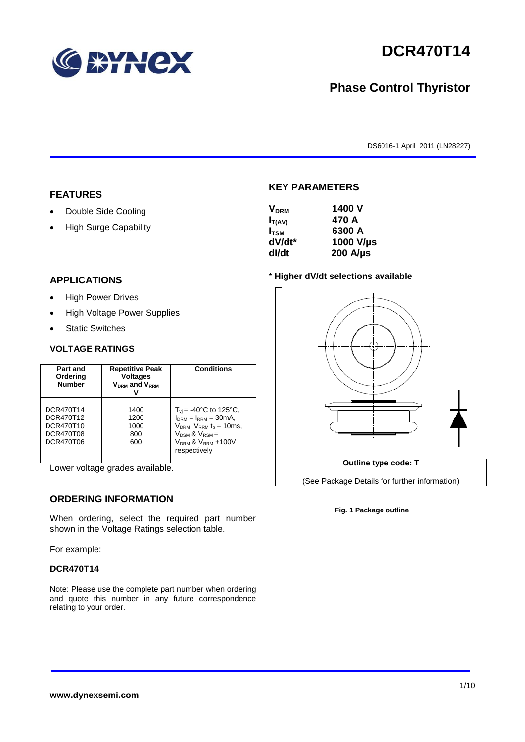# DCR470T14

## Phase Control Thyristor

DS6016-1 April 2011 (LN28227)

## FEATURES

- Double Side Cooling
- High Surge Capability

## APPLICATIONS

- High Power Drives
- High Voltage Power Supplies
- Static Switches

## VOLTAGE RATINGS

| Part and Ordering Number | Repetitive Peak Voltages $V_{DRM}$ and $V_{RRM}$ V | Conditions |
|---|---|---|
| DCR470T14<br>DCR470T12<br>DCR470T10<br>DCR470T08<br>DCR470T06 | 1400<br>1200<br>1000<br>800<br>600 | $T_{vj}$ = -40°C to 125°C, $I_{DRM}$ = $I_{RRM}$ = 30mA, $V_{DRM}$, $V_{RRM}$ $t_p$ = 10ms, $V_{DSM}$ & $V_{RSM}$ = $V_{DRM}$ & $V_{RRM}$ +100V respectively |

Lower voltage grades available.

## ORDERING INFORMATION

When ordering, select the required part number shown in the Voltage Ratings selection table.

For example:

**DCR470T14**

Note: Please use the complete part number when ordering and quote this number in any future correspondence relating to your order.

## KEY PARAMETERS

| | |
|---|---|
| $V_{DRM}$ | 1400 V |
| $I_{T(AV)}$ | 470 A |
| $I_{TSM}$ | 6300 A |
| dV/dt* | 1000 V/µs |
| dI/dt | 200 A/µs |

\* **Higher dV/dt selections available**

**Outline type code: T**

(See Package Details for further information)

**Fig. 1 Package outline**

**www.dynexsemi.com**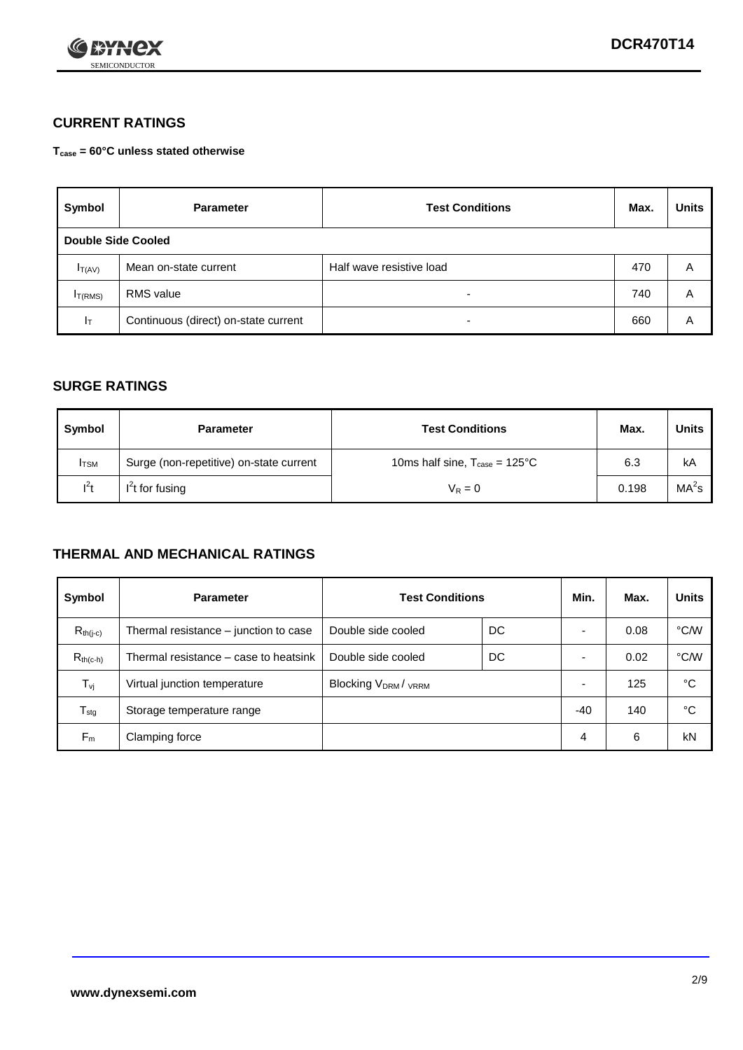## CURRENT RATINGS

**$T_{case}$ = 60°C unless stated otherwise**

| Symbol | Parameter | Test Conditions | Max. | Units |
|---|---|---|---|---|
| **Double Side Cooled** | | | | |
| $I_{T(AV)}$ | Mean on-state current | Half wave resistive load | 470 | A |
| $I_{T(RMS)}$ | RMS value | - | 740 | A |
| $I_T$ | Continuous (direct) on-state current | - | 660 | A |

## SURGE RATINGS

| Symbol | Parameter | Test Conditions | Max. | Units |
|---|---|---|---|---|
| $I_{TSM}$ | Surge (non-repetitive) on-state current | 10ms half sine, $T_{case}$ = 125°C | 6.3 | kA |
| $I^2t$ | $I^2t$ for fusing | $V_R = 0$ | 0.198 | $MA^2s$ |

## THERMAL AND MECHANICAL RATINGS

| Symbol | Parameter | Test Conditions | | Min. | Max. | Units |
|---|---|---|---|---|---|---|
| $R_{th(j-c)}$ | Thermal resistance – junction to case | Double side cooled | DC | - | 0.08 | °C/W |
| $R_{th(c-h)}$ | Thermal resistance – case to heatsink | Double side cooled | DC | - | 0.02 | °C/W |
| $T_{vj}$ | Virtual junction temperature | Blocking $V_{DRM}$ / $V_{RRM}$ | | - | 125 | °C |
| $T_{stg}$ | Storage temperature range | | | -40 | 140 | °C |
| $F_m$ | Clamping force | | | 4 | 6 | kN |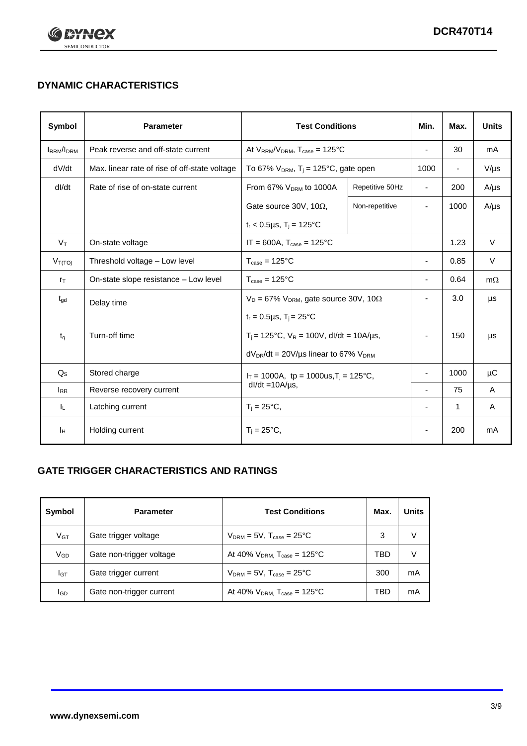## DYNAMIC CHARACTERISTICS

| Symbol | Parameter | Test Conditions | | Min. | Max. | Units |
|---|---|---|---|---|---|---|
| $I_{RRM}/I_{DRM}$ | Peak reverse and off-state current | At $V_{RRM}/V_{DRM}$, $T_{case}$ = 125°C | | - | 30 | mA |
| dV/dt | Max. linear rate of rise of off-state voltage | To 67% $V_{DRM}$, $T_j$ = 125°C, gate open | | 1000 | - | V/µs |
| dI/dt | Rate of rise of on-state current | From 67% $V_{DRM}$ to 1000A | Repetitive 50Hz | - | 200 | A/µs |
| | | Gate source 30V, 10Ω, $t_r$ < 0.5µs, $T_j$ = 125°C | Non-repetitive | - | 1000 | A/µs |
| $V_T$ | On-state voltage | IT = 600A, $T_{case}$ = 125°C | | | 1.23 | V |
| $V_{T(TO)}$ | Threshold voltage – Low level | $T_{case}$ = 125°C | | - | 0.85 | V |
| $r_T$ | On-state slope resistance – Low level | $T_{case}$ = 125°C | | - | 0.64 | mΩ |
| $t_{gd}$ | Delay time | $V_D$ = 67% $V_{DRM}$, gate source 30V, 10Ω, $t_r$ = 0.5µs, $T_j$ = 25°C | | - | 3.0 | µs |
| $t_q$ | Turn-off time | $T_j$ = 125°C, $V_R$ = 100V, dI/dt = 10A/µs, $dV_{DR}/dt$ = 20V/µs linear to 67% $V_{DRM}$ | | - | 150 | µs |
| $Q_S$ | Stored charge | $I_T$ = 1000A, tp = 1000us, $T_j$ = 125°C, dI/dt =10A/µs, | | - | 1000 | µC |
| $I_{RR}$ | Reverse recovery current | | | - | 75 | A |
| $I_L$ | Latching current | $T_j$ = 25°C, | | - | 1 | A |
| $I_H$ | Holding current | $T_j$ = 25°C, | | - | 200 | mA |

## GATE TRIGGER CHARACTERISTICS AND RATINGS

| Symbol | Parameter | Test Conditions | Max. | Units |
|---|---|---|---|---|
| $V_{GT}$ | Gate trigger voltage | $V_{DRM}$ = 5V, $T_{case}$ = 25°C | 3 | V |
| $V_{GD}$ | Gate non-trigger voltage | At 40% $V_{DRM}$, $T_{case}$ = 125°C | TBD | V |
| $I_{GT}$ | Gate trigger current | $V_{DRM}$ = 5V, $T_{case}$ = 25°C | 300 | mA |
| $I_{GD}$ | Gate non-trigger current | At 40% $V_{DRM}$, $T_{case}$ = 125°C | TBD | mA |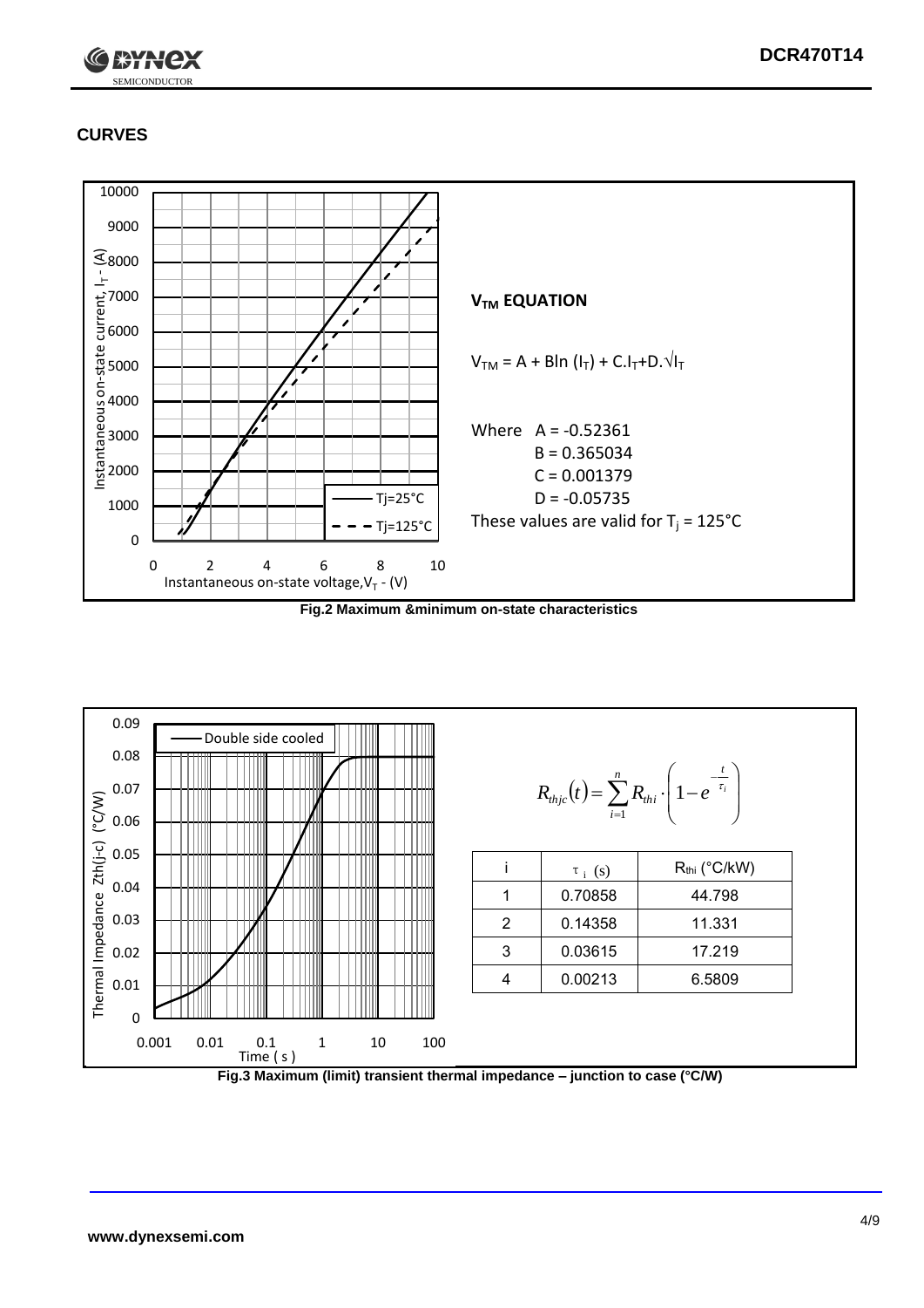## CURVES

**$V_{TM}$ EQUATION**

$V_{TM} = A + B\ln(I_T) + C.I_T + D.\sqrt{I_T}$

Where A = -0.52361
B = 0.365034
C = 0.001379
D = -0.05735

These values are valid for $T_j$ = 125°C

Fig.2 Maximum &minimum on-state characteristics

$$R_{thjc}(t) = \sum_{i=1}^{n} R_{thi} \cdot \left(1 - e^{-\frac{t}{\tau_i}}\right)$$

| i | $\tau_i$ (s) | $R_{thi}$ (°C/kW) |
|---|---|---|
| 1 | 0.70858 | 44.798 |
| 2 | 0.14358 | 11.331 |
| 3 | 0.03615 | 17.219 |
| 4 | 0.00213 | 6.5809 |

Fig.3 Maximum (limit) transient impedance – junction to case (°C/W)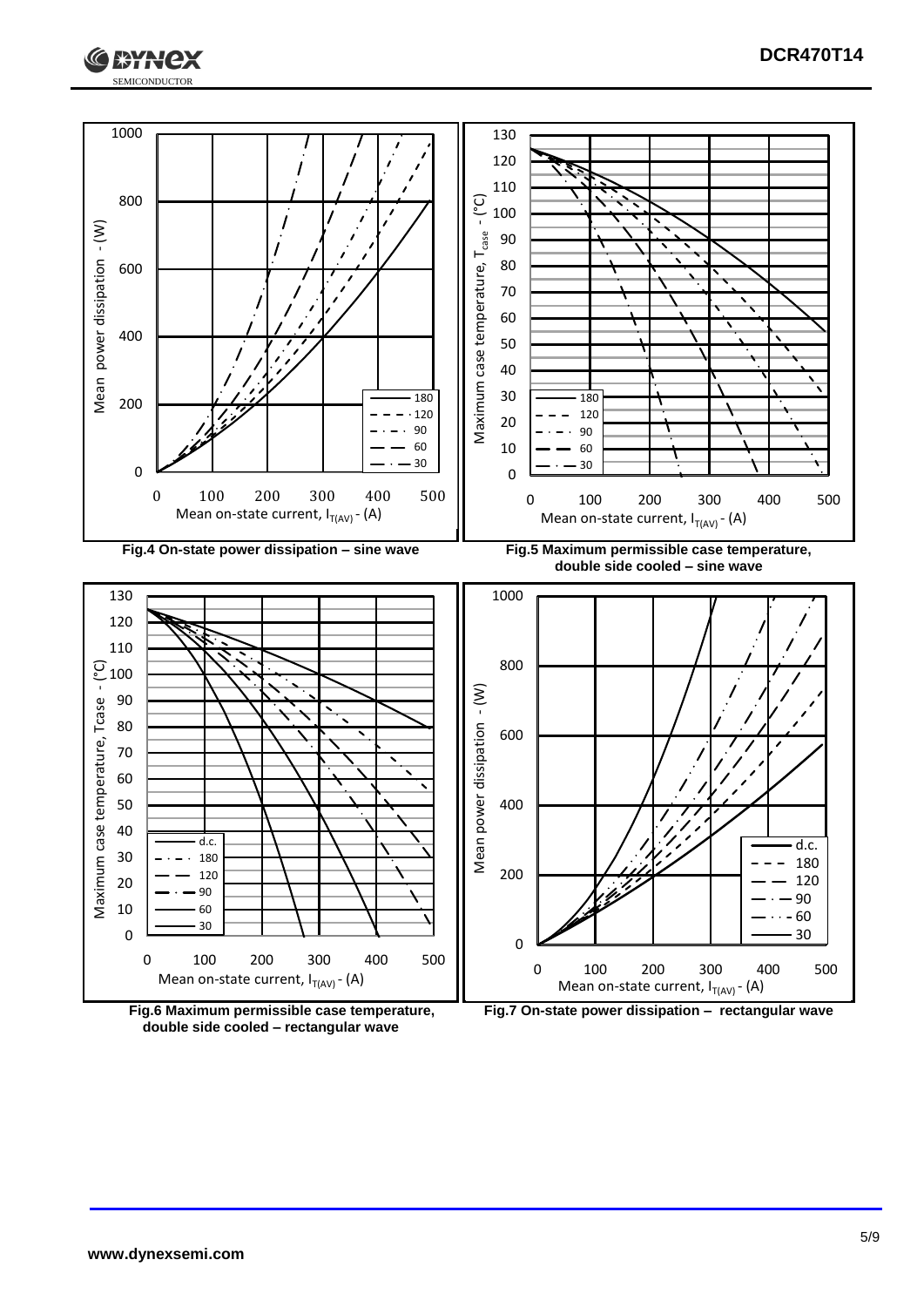Fig.4 On-state power dissipation – sine wave

Fig.5 Maximum permissible case temperature, double side cooled – sine wave

Fig.6 Maximum permissible case temperature, double side cooled – rectangular wave

Fig.7 On-state power dissipation – rectangular wave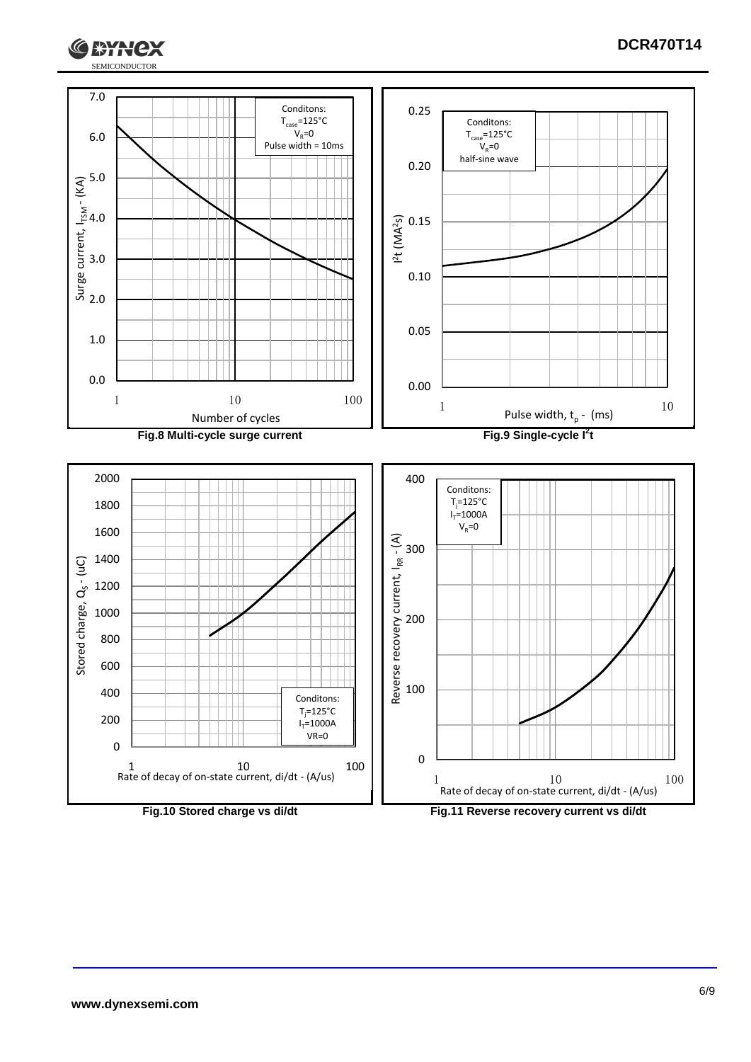Fig.8 Multi-cycle surge current

Fig.9 Single-cycle $I^2t$

Fig.10 Stored charge vs di/dt

Fig.11 Reverse recovery current vs di/dt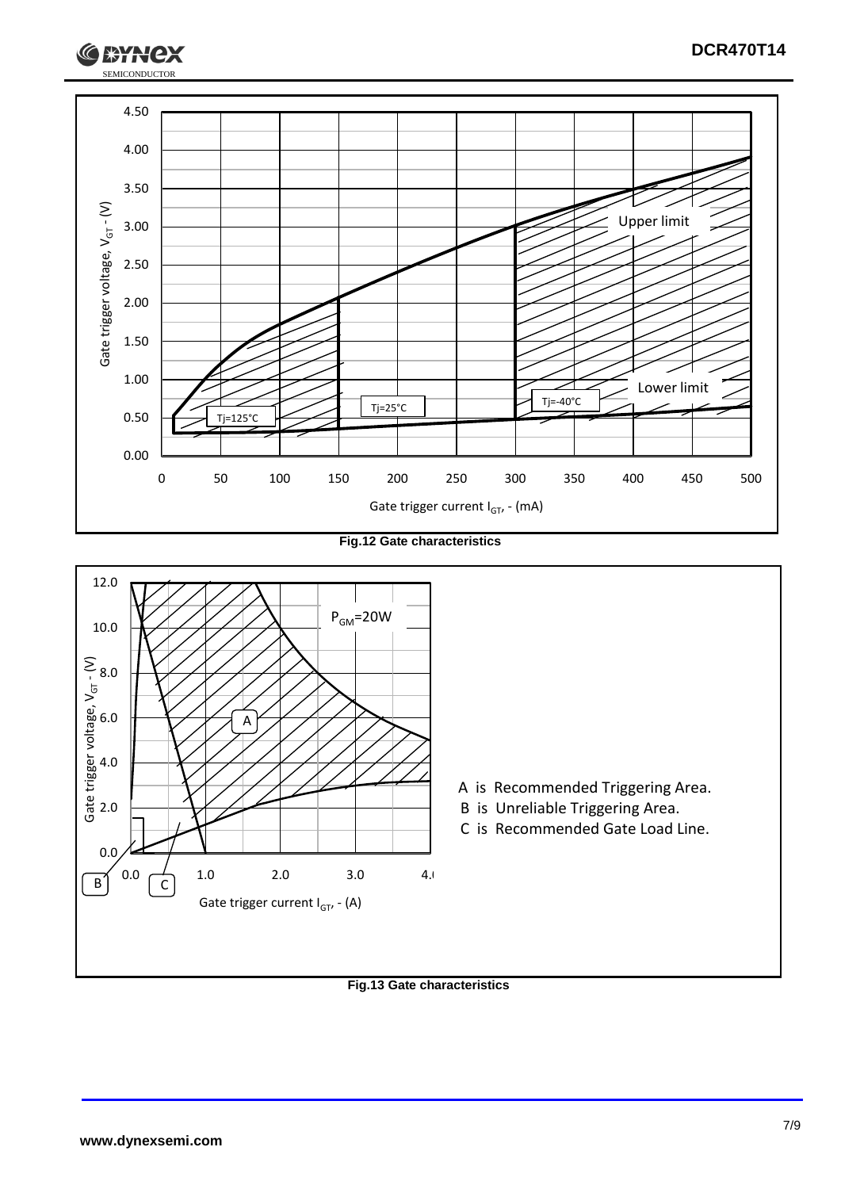Fig.12 Gate characteristics

A is Recommended Triggering Area.
B is Unreliable Triggering Area.
C is Recommended Gate Load Line.

Fig.13 Gate characteristics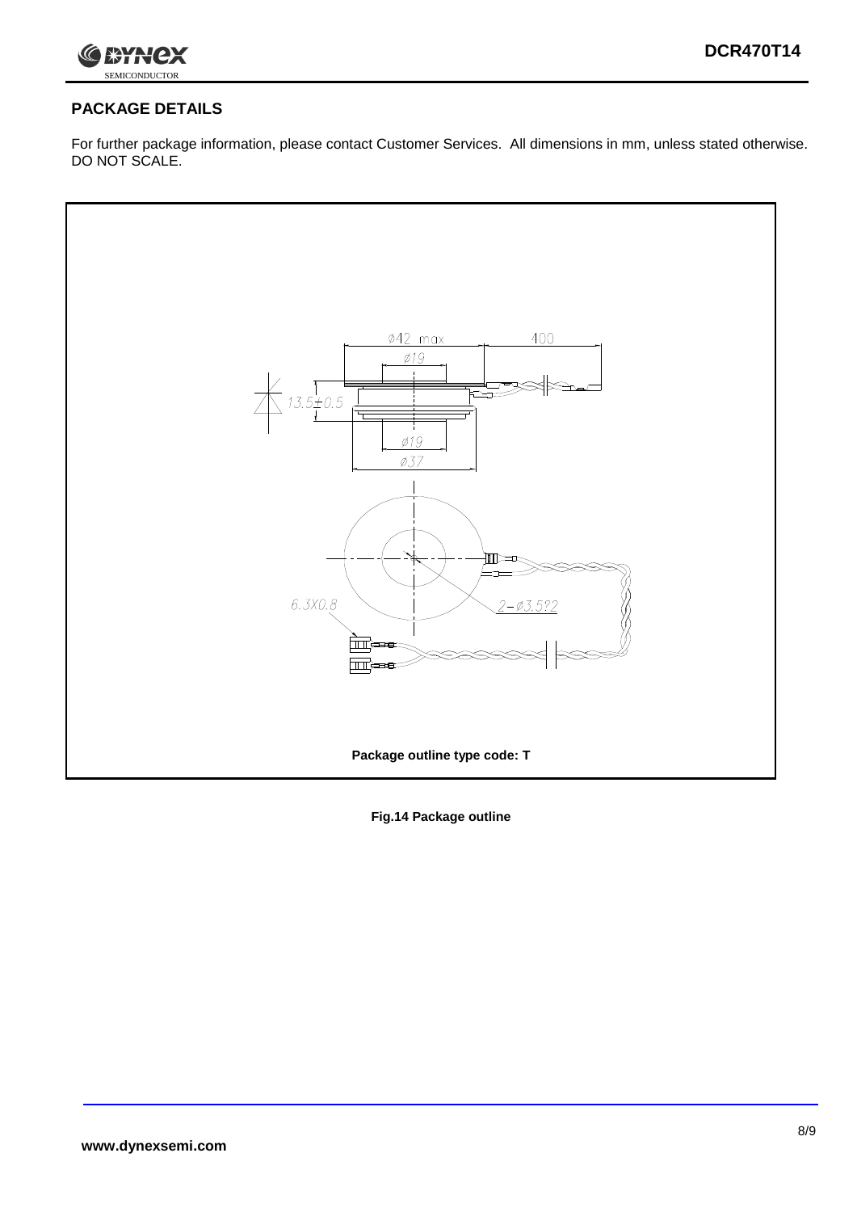## PACKAGE DETAILS

For further package information, please contact Customer Services. All dimensions in mm, unless stated otherwise. DO NOT SCALE.

Package outline type code: T

**Fig.14 Package outline**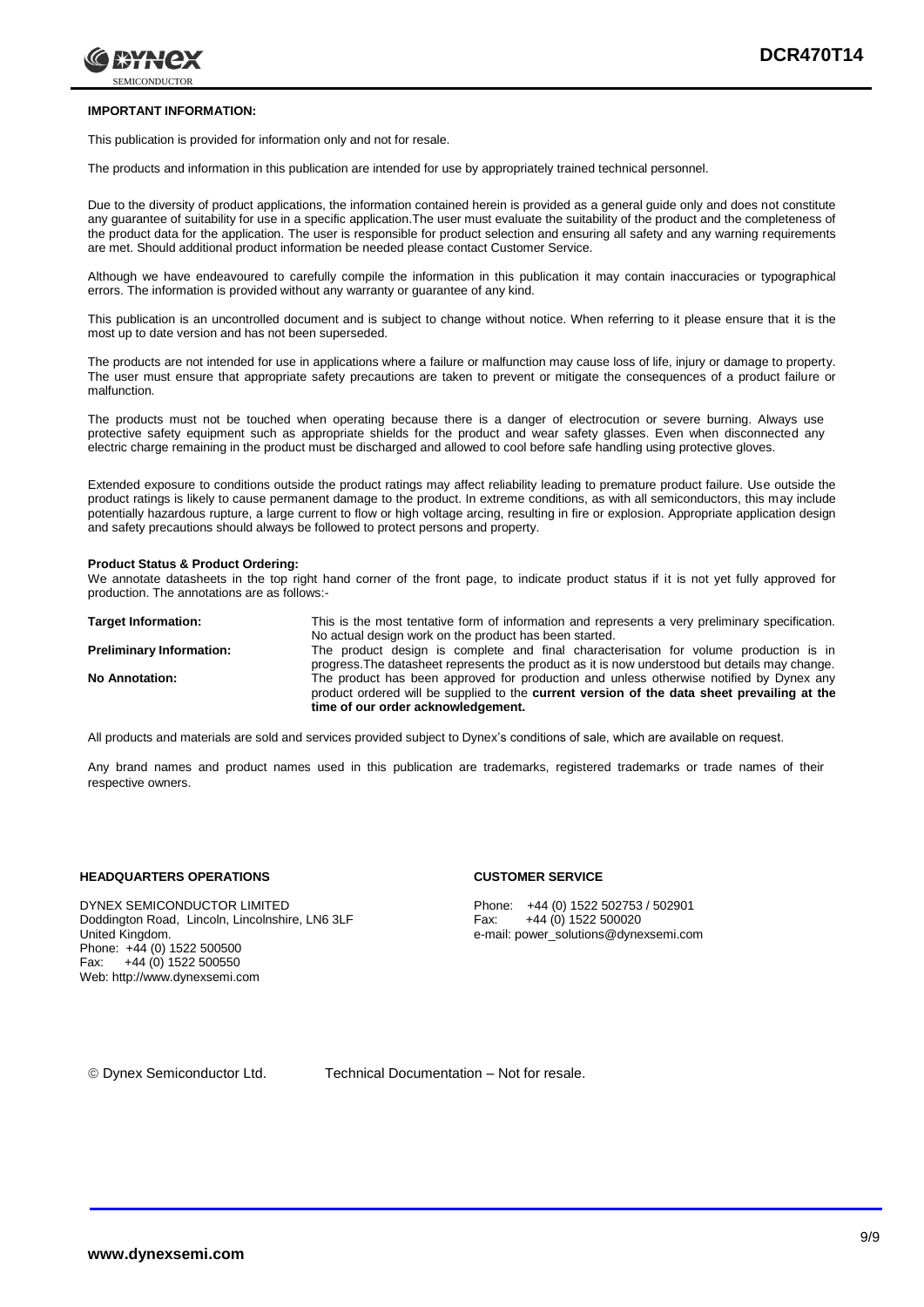**IMPORTANT INFORMATION:**

This publication is provided for information only and not for resale.

The products and information in this publication are intended for use by appropriately trained technical personnel.

Due to the diversity of product applications, the information contained herein is provided as a general guide only and does not constitute any guarantee of suitability for use in a specific application.The user must evaluate the suitability of the product and the completeness of the product data for the application. The user is responsible for product selection and ensuring all safety and any warning requirements are met. Should additional product information be needed please contact Customer Service.

Although we have endeavoured to carefully compile the information in this publication it may contain inaccuracies or typographical errors. The information is provided without any warranty or guarantee of any kind.

This publication is an uncontrolled document and is subject to change without notice. When referring to it please ensure that it is the most up to date version and has not been superseded.

The products are not intended for use in applications where a failure or malfunction may cause loss of life, injury or damage to property. The user must ensure that appropriate safety precautions are taken to prevent or mitigate the consequences of a product failure or malfunction.

The products must not be touched when operating because there is a danger of electrocution or severe burning. Always use protective safety equipment such as appropriate shields for the product and wear safety glasses. Even when disconnected any electric charge remaining in the product must be discharged and allowed to cool before safe handling using protective gloves.

Extended exposure to conditions outside the product ratings may affect reliability leading to premature product failure. Use outside the product ratings is likely to cause permanent damage to the product. In extreme conditions, as with all semiconductors, this may include potentially hazardous rupture, a large current to flow or high voltage arcing, resulting in fire or explosion. Appropriate application design and safety precautions should always be followed to protect persons and property.

**Product Status & Product Ordering:**

We annotate datasheets in the top right hand corner of the front page, to indicate product status if it is not yet fully approved for production. The annotations are as follows:-

| | |
|---|---|
| **Target Information:** | This is the most tentative form of information and represents a very preliminary specification. No actual design work on the product has been started. |
| **Preliminary Information:** | The product design is complete and final characterisation for volume production is in progress.The datasheet represents the product as it is now understood but details may change. |
| **No Annotation:** | The product has been approved for production and unless otherwise notified by Dynex any product ordered will be supplied to the **current version of the data sheet prevailing at the time of our order acknowledgement.** |

All products and materials are sold and services provided subject to Dynex's conditions of sale, which are available on request.

Any brand names and product names used in this publication are trademarks, registered trademarks or trade names of their respective owners.

**HEADQUARTERS OPERATIONS**

DYNEX SEMICONDUCTOR LIMITED
Doddington Road, Lincoln, Lincolnshire, LN6 3LF
United Kingdom.
Phone: +44 (0) 1522 500500
Fax: +44 (0) 1522 500550
Web: http://www.dynexsemi.com

**CUSTOMER SERVICE**

Phone: +44 (0) 1522 502753 / 502901
Fax: +44 (0) 1522 500020
e-mail: power_solutions@dynexsemi.com

© Dynex Semiconductor Ltd. Technical Documentation – Not for resale.